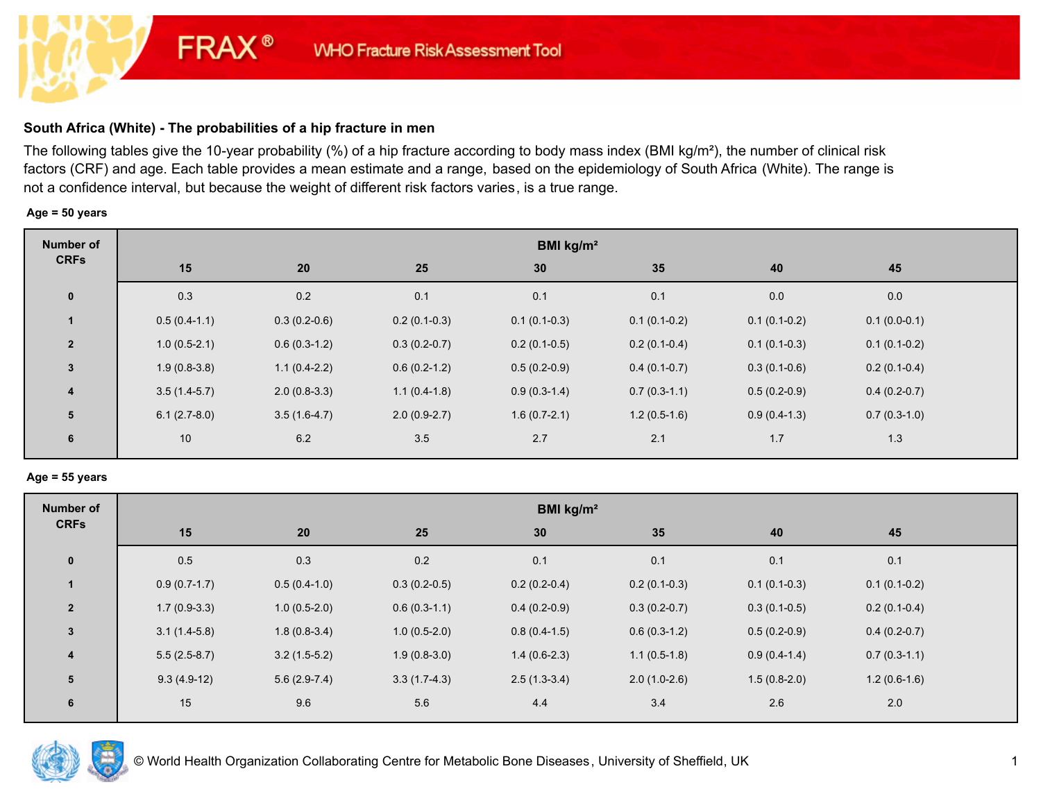FRAX® WHO Fracture Risk Assessment Tool

## South Africa (White) - The probabilities of a hip fracture in men

The following tables give the 10-year probability (%) of a hip fracture according to body mass index (BMI kg/m²), the number of clinical risk factors (CRF) and age. Each table provides a mean estimate and a range, based on the epidemiology of South Africa (White). The range is not a confidence interval, but because the weight of different risk factors varies, is a true range.

**Age = 50 years**

| Number of CRFs | BMI kg/m² | | | | | | |
|---|---|---|---|---|---|---|---|
| | 15 | 20 | 25 | 30 | 35 | 40 | 45 |
| 0 | 0.3 | 0.2 | 0.1 | 0.1 | 0.1 | 0.0 | 0.0 |
| 1 | 0.5 (0.4-1.1) | 0.3 (0.2-0.6) | 0.2 (0.1-0.3) | 0.1 (0.1-0.3) | 0.1 (0.1-0.2) | 0.1 (0.1-0.2) | 0.1 (0.0-0.1) |
| 2 | 1.0 (0.5-2.1) | 0.6 (0.3-1.2) | 0.3 (0.2-0.7) | 0.2 (0.1-0.5) | 0.2 (0.1-0.4) | 0.1 (0.1-0.3) | 0.1 (0.1-0.2) |
| 3 | 1.9 (0.8-3.8) | 1.1 (0.4-2.2) | 0.6 (0.2-1.2) | 0.5 (0.2-0.9) | 0.4 (0.1-0.7) | 0.3 (0.1-0.6) | 0.2 (0.1-0.4) |
| 4 | 3.5 (1.4-5.7) | 2.0 (0.8-3.3) | 1.1 (0.4-1.8) | 0.9 (0.3-1.4) | 0.7 (0.3-1.1) | 0.5 (0.2-0.9) | 0.4 (0.2-0.7) |
| 5 | 6.1 (2.7-8.0) | 3.5 (1.6-4.7) | 2.0 (0.9-2.7) | 1.6 (0.7-2.1) | 1.2 (0.5-1.6) | 0.9 (0.4-1.3) | 0.7 (0.3-1.0) |
| 6 | 10 | 6.2 | 3.5 | 2.7 | 2.1 | 1.7 | 1.3 |

**Age = 55 years**

| Number of CRFs | BMI kg/m² | | | | | | |
|---|---|---|---|---|---|---|---|
| | 15 | 20 | 25 | 30 | 35 | 40 | 45 |
| 0 | 0.5 | 0.3 | 0.2 | 0.1 | 0.1 | 0.1 | 0.1 |
| 1 | 0.9 (0.7-1.7) | 0.5 (0.4-1.0) | 0.3 (0.2-0.5) | 0.2 (0.2-0.4) | 0.2 (0.1-0.3) | 0.1 (0.1-0.3) | 0.1 (0.1-0.2) |
| 2 | 1.7 (0.9-3.3) | 1.0 (0.5-2.0) | 0.6 (0.3-1.1) | 0.4 (0.2-0.9) | 0.3 (0.2-0.7) | 0.3 (0.1-0.5) | 0.2 (0.1-0.4) |
| 3 | 3.1 (1.4-5.8) | 1.8 (0.8-3.4) | 1.0 (0.5-2.0) | 0.8 (0.4-1.5) | 0.6 (0.3-1.2) | 0.5 (0.2-0.9) | 0.4 (0.2-0.7) |
| 4 | 5.5 (2.5-8.7) | 3.2 (1.5-5.2) | 1.9 (0.8-3.0) | 1.4 (0.6-2.3) | 1.1 (0.5-1.8) | 0.9 (0.4-1.4) | 0.7 (0.3-1.1) |
| 5 | 9.3 (4.9-12) | 5.6 (2.9-7.4) | 3.3 (1.7-4.3) | 2.5 (1.3-3.4) | 2.0 (1.0-2.6) | 1.5 (0.8-2.0) | 1.2 (0.6-1.6) |
| 6 | 15 | 9.6 | 5.6 | 4.4 | 3.4 | 2.6 | 2.0 |

© World Health Organization Collaborating Centre for Metabolic Bone Diseases, University of Sheffield, UK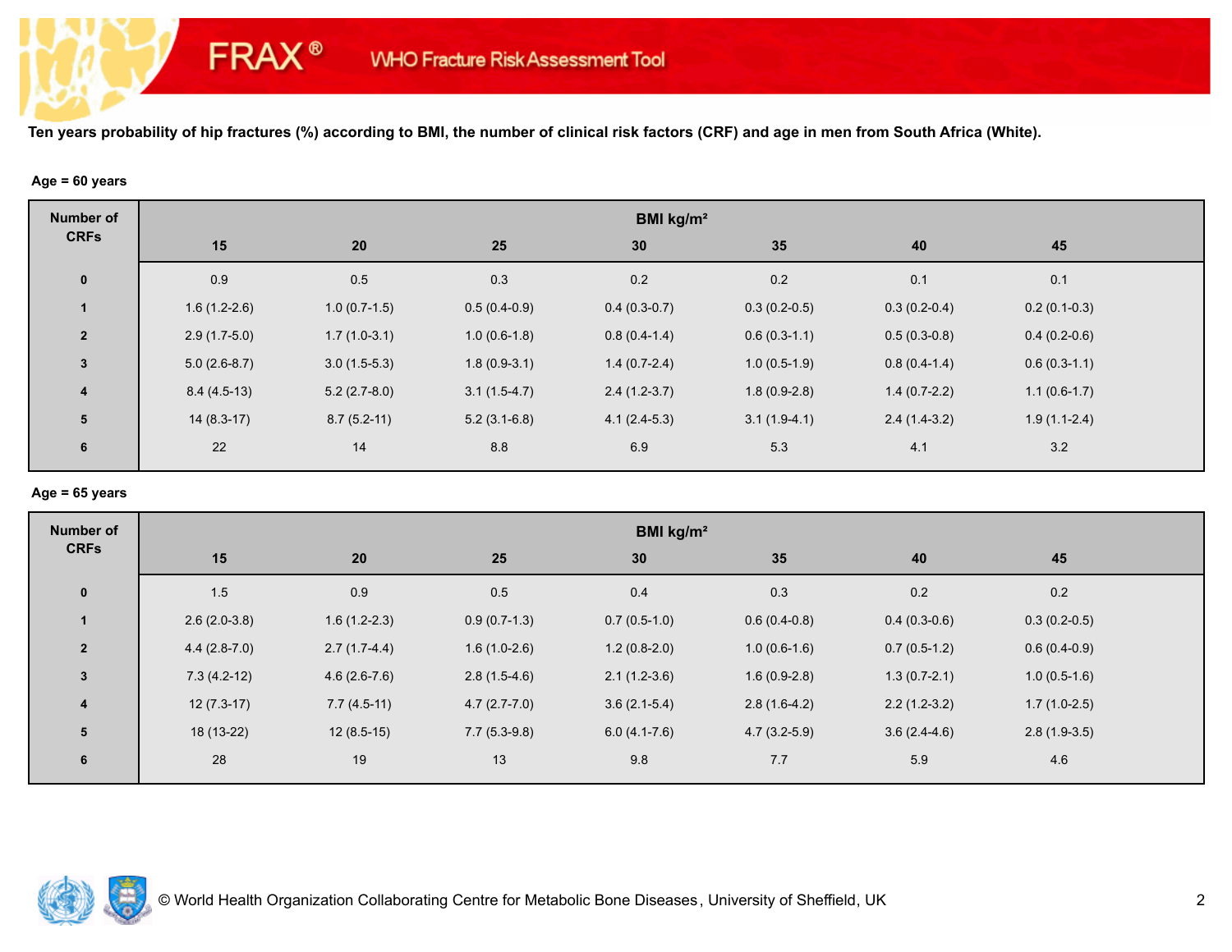FRAX® WHO Fracture Risk Assessment Tool

**Ten years probability of hip fractures (%) according to BMI, the number of clinical risk factors (CRF) and age in men from South Africa (White).**

**Age = 60 years**

| Number of CRFs | BMI kg/m² | | | | | | |
|---|---|---|---|---|---|---|---|
| | 15 | 20 | 25 | 30 | 35 | 40 | 45 |
| 0 | 0.9 | 0.5 | 0.3 | 0.2 | 0.2 | 0.1 | 0.1 |
| 1 | 1.6 (1.2-2.6) | 1.0 (0.7-1.5) | 0.5 (0.4-0.9) | 0.4 (0.3-0.7) | 0.3 (0.2-0.5) | 0.3 (0.2-0.4) | 0.2 (0.1-0.3) |
| 2 | 2.9 (1.7-5.0) | 1.7 (1.0-3.1) | 1.0 (0.6-1.8) | 0.8 (0.4-1.4) | 0.6 (0.3-1.1) | 0.5 (0.3-0.8) | 0.4 (0.2-0.6) |
| 3 | 5.0 (2.6-8.7) | 3.0 (1.5-5.3) | 1.8 (0.9-3.1) | 1.4 (0.7-2.4) | 1.0 (0.5-1.9) | 0.8 (0.4-1.4) | 0.6 (0.3-1.1) |
| 4 | 8.4 (4.5-13) | 5.2 (2.7-8.0) | 3.1 (1.5-4.7) | 2.4 (1.2-3.7) | 1.8 (0.9-2.8) | 1.4 (0.7-2.2) | 1.1 (0.6-1.7) |
| 5 | 14 (8.3-17) | 8.7 (5.2-11) | 5.2 (3.1-6.8) | 4.1 (2.4-5.3) | 3.1 (1.9-4.1) | 2.4 (1.4-3.2) | 1.9 (1.1-2.4) |
| 6 | 22 | 14 | 8.8 | 6.9 | 5.3 | 4.1 | 3.2 |

**Age = 65 years**

| Number of CRFs | BMI kg/m² | | | | | | |
|---|---|---|---|---|---|---|---|
| | 15 | 20 | 25 | 30 | 35 | 40 | 45 |
| 0 | 1.5 | 0.9 | 0.5 | 0.4 | 0.3 | 0.2 | 0.2 |
| 1 | 2.6 (2.0-3.8) | 1.6 (1.2-2.3) | 0.9 (0.7-1.3) | 0.7 (0.5-1.0) | 0.6 (0.4-0.8) | 0.4 (0.3-0.6) | 0.3 (0.2-0.5) |
| 2 | 4.4 (2.8-7.0) | 2.7 (1.7-4.4) | 1.6 (1.0-2.6) | 1.2 (0.8-2.0) | 1.0 (0.6-1.6) | 0.7 (0.5-1.2) | 0.6 (0.4-0.9) |
| 3 | 7.3 (4.2-12) | 4.6 (2.6-7.6) | 2.8 (1.5-4.6) | 2.1 (1.2-3.6) | 1.6 (0.9-2.8) | 1.3 (0.7-2.1) | 1.0 (0.5-1.6) |
| 4 | 12 (7.3-17) | 7.7 (4.5-11) | 4.7 (2.7-7.0) | 3.6 (2.1-5.4) | 2.8 (1.6-4.2) | 2.2 (1.2-3.2) | 1.7 (1.0-2.5) |
| 5 | 18 (13-22) | 12 (8.5-15) | 7.7 (5.3-9.8) | 6.0 (4.1-7.6) | 4.7 (3.2-5.9) | 3.6 (2.4-4.6) | 2.8 (1.9-3.5) |
| 6 | 28 | 19 | 13 | 9.8 | 7.7 | 5.9 | 4.6 |

© World Health Organization Collaborating Centre for Metabolic Bone Diseases, University of Sheffield, UK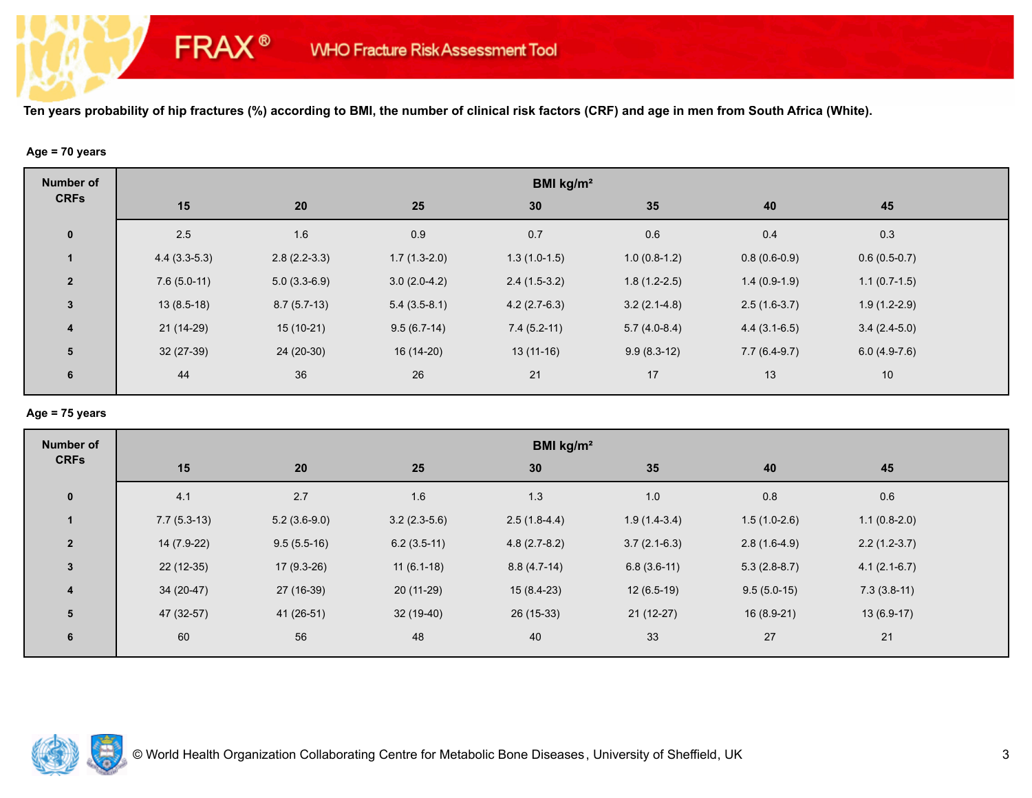# FRAX® WHO Fracture Risk Assessment Tool

**Ten years probability of hip fractures (%) according to BMI, the number of clinical risk factors (CRF) and age in men from South Africa (White).**

**Age = 70 years**

| Number of CRFs | BMI kg/m² | | | | | | |
|---|---|---|---|---|---|---|---|
| | 15 | 20 | 25 | 30 | 35 | 40 | 45 |
| 0 | 2.5 | 1.6 | 0.9 | 0.7 | 0.6 | 0.4 | 0.3 |
| 1 | 4.4 (3.3-5.3) | 2.8 (2.2-3.3) | 1.7 (1.3-2.0) | 1.3 (1.0-1.5) | 1.0 (0.8-1.2) | 0.8 (0.6-0.9) | 0.6 (0.5-0.7) |
| 2 | 7.6 (5.0-11) | 5.0 (3.3-6.9) | 3.0 (2.0-4.2) | 2.4 (1.5-3.2) | 1.8 (1.2-2.5) | 1.4 (0.9-1.9) | 1.1 (0.7-1.5) |
| 3 | 13 (8.5-18) | 8.7 (5.7-13) | 5.4 (3.5-8.1) | 4.2 (2.7-6.3) | 3.2 (2.1-4.8) | 2.5 (1.6-3.7) | 1.9 (1.2-2.9) |
| 4 | 21 (14-29) | 15 (10-21) | 9.5 (6.7-14) | 7.4 (5.2-11) | 5.7 (4.0-8.4) | 4.4 (3.1-6.5) | 3.4 (2.4-5.0) |
| 5 | 32 (27-39) | 24 (20-30) | 16 (14-20) | 13 (11-16) | 9.9 (8.3-12) | 7.7 (6.4-9.7) | 6.0 (4.9-7.6) |
| 6 | 44 | 36 | 26 | 21 | 17 | 13 | 10 |

**Age = 75 years**

| Number of CRFs | BMI kg/m² | | | | | | |
|---|---|---|---|---|---|---|---|
| | 15 | 20 | 25 | 30 | 35 | 40 | 45 |
| 0 | 4.1 | 2.7 | 1.6 | 1.3 | 1.0 | 0.8 | 0.6 |
| 1 | 7.7 (5.3-13) | 5.2 (3.6-9.0) | 3.2 (2.3-5.6) | 2.5 (1.8-4.4) | 1.9 (1.4-3.4) | 1.5 (1.0-2.6) | 1.1 (0.8-2.0) |
| 2 | 14 (7.9-22) | 9.5 (5.5-16) | 6.2 (3.5-11) | 4.8 (2.7-8.2) | 3.7 (2.1-6.3) | 2.8 (1.6-4.9) | 2.2 (1.2-3.7) |
| 3 | 22 (12-35) | 17 (9.3-26) | 11 (6.1-18) | 8.8 (4.7-14) | 6.8 (3.6-11) | 5.3 (2.8-8.7) | 4.1 (2.1-6.7) |
| 4 | 34 (20-47) | 27 (16-39) | 20 (11-29) | 15 (8.4-23) | 12 (6.5-19) | 9.5 (5.0-15) | 7.3 (3.8-11) |
| 5 | 47 (32-57) | 41 (26-51) | 32 (19-40) | 26 (15-33) | 21 (12-27) | 16 (8.9-21) | 13 (6.9-17) |
| 6 | 60 | 56 | 48 | 40 | 33 | 27 | 21 |

© World Health Organization Collaborating Centre for Metabolic Bone Diseases, University of Sheffield, UK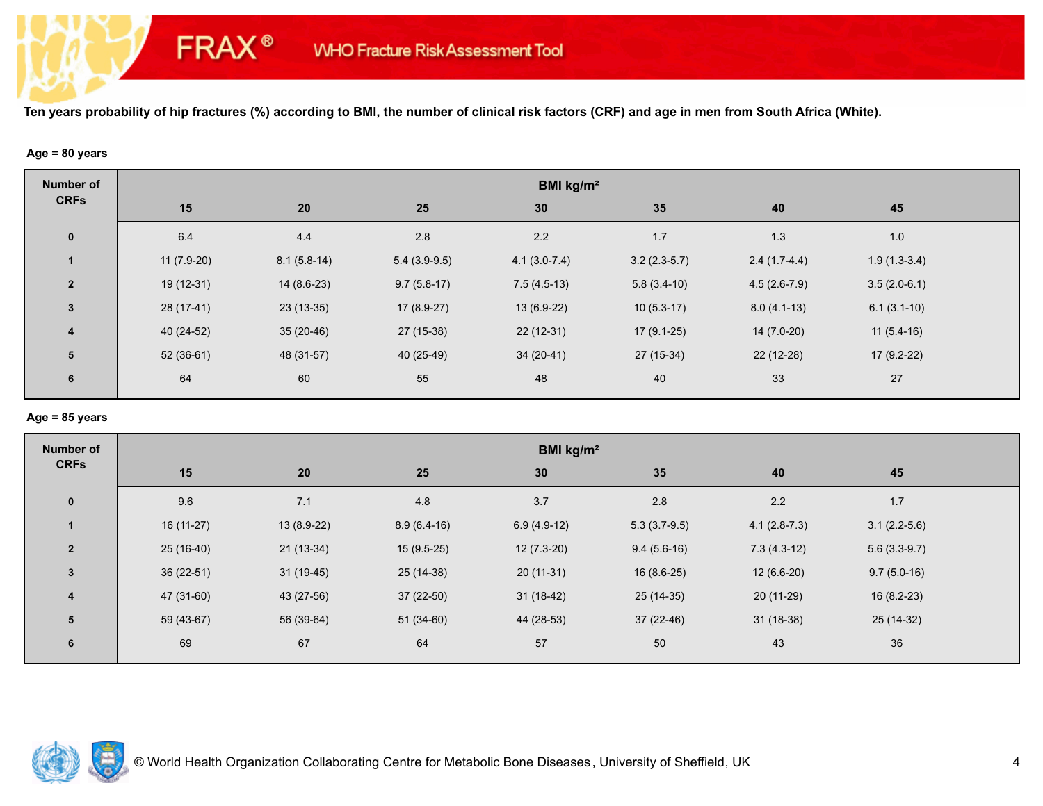FRAX® WHO Fracture Risk Assessment Tool

**Ten years probability of hip fractures (%) according to BMI, the number of clinical risk factors (CRF) and age in men from South Africa (White).**

**Age = 80 years**

| Number of CRFs | BMI kg/m² | | | | | | |
|---|---|---|---|---|---|---|---|
| | 15 | 20 | 25 | 30 | 35 | 40 | 45 |
| 0 | 6.4 | 4.4 | 2.8 | 2.2 | 1.7 | 1.3 | 1.0 |
| 1 | 11 (7.9-20) | 8.1 (5.8-14) | 5.4 (3.9-9.5) | 4.1 (3.0-7.4) | 3.2 (2.3-5.7) | 2.4 (1.7-4.4) | 1.9 (1.3-3.4) |
| 2 | 19 (12-31) | 14 (8.6-23) | 9.7 (5.8-17) | 7.5 (4.5-13) | 5.8 (3.4-10) | 4.5 (2.6-7.9) | 3.5 (2.0-6.1) |
| 3 | 28 (17-41) | 23 (13-35) | 17 (8.9-27) | 13 (6.9-22) | 10 (5.3-17) | 8.0 (4.1-13) | 6.1 (3.1-10) |
| 4 | 40 (24-52) | 35 (20-46) | 27 (15-38) | 22 (12-31) | 17 (9.1-25) | 14 (7.0-20) | 11 (5.4-16) |
| 5 | 52 (36-61) | 48 (31-57) | 40 (25-49) | 34 (20-41) | 27 (15-34) | 22 (12-28) | 17 (9.2-22) |
| 6 | 64 | 60 | 55 | 48 | 40 | 33 | 27 |

**Age = 85 years**

| Number of CRFs | BMI kg/m² | | | | | | |
|---|---|---|---|---|---|---|---|
| | 15 | 20 | 25 | 30 | 35 | 40 | 45 |
| 0 | 9.6 | 7.1 | 4.8 | 3.7 | 2.8 | 2.2 | 1.7 |
| 1 | 16 (11-27) | 13 (8.9-22) | 8.9 (6.4-16) | 6.9 (4.9-12) | 5.3 (3.7-9.5) | 4.1 (2.8-7.3) | 3.1 (2.2-5.6) |
| 2 | 25 (16-40) | 21 (13-34) | 15 (9.5-25) | 12 (7.3-20) | 9.4 (5.6-16) | 7.3 (4.3-12) | 5.6 (3.3-9.7) |
| 3 | 36 (22-51) | 31 (19-45) | 25 (14-38) | 20 (11-31) | 16 (8.6-25) | 12 (6.6-20) | 9.7 (5.0-16) |
| 4 | 47 (31-60) | 43 (27-56) | 37 (22-50) | 31 (18-42) | 25 (14-35) | 20 (11-29) | 16 (8.2-23) |
| 5 | 59 (43-67) | 56 (39-64) | 51 (34-60) | 44 (28-53) | 37 (22-46) | 31 (18-38) | 25 (14-32) |
| 6 | 69 | 67 | 64 | 57 | 50 | 43 | 36 |

© World Health Organization Collaborating Centre for Metabolic Bone Diseases, University of Sheffield, UK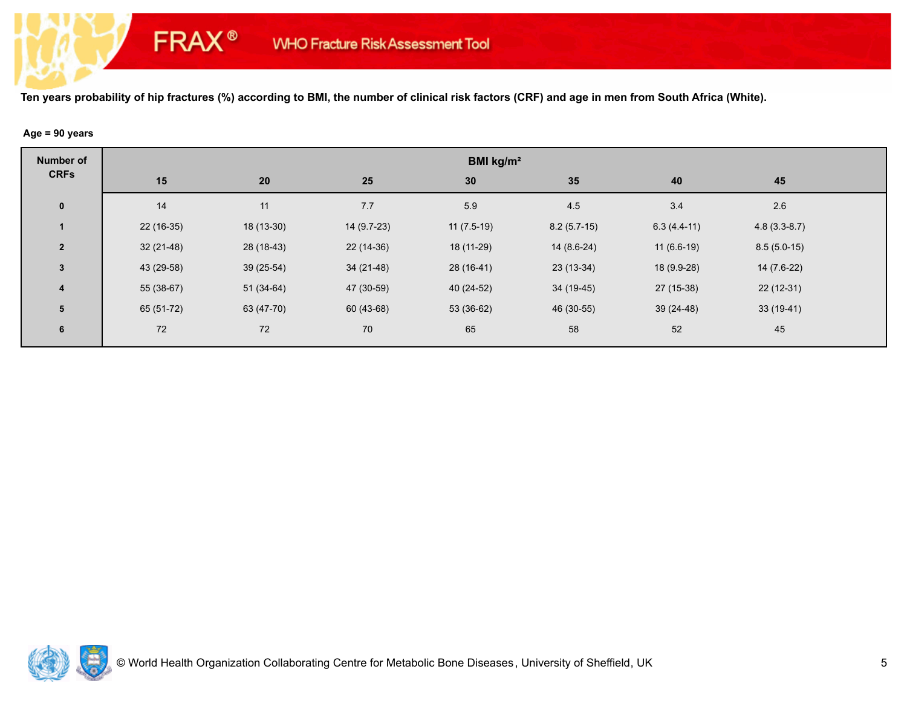FRAX® WHO Fracture Risk Assessment Tool

**Ten years probability of hip fractures (%) according to BMI, the number of clinical risk factors (CRF) and age in men from South Africa (White).**

**Age = 90 years**

| Number of CRFs | BMI kg/m² | | | | | | |
|---|---|---|---|---|---|---|---|
| | 15 | 20 | 25 | 30 | 35 | 40 | 45 |
| 0 | 14 | 11 | 7.7 | 5.9 | 4.5 | 3.4 | 2.6 |
| 1 | 22 (16-35) | 18 (13-30) | 14 (9.7-23) | 11 (7.5-19) | 8.2 (5.7-15) | 6.3 (4.4-11) | 4.8 (3.3-8.7) |
| 2 | 32 (21-48) | 28 (18-43) | 22 (14-36) | 18 (11-29) | 14 (8.6-24) | 11 (6.6-19) | 8.5 (5.0-15) |
| 3 | 43 (29-58) | 39 (25-54) | 34 (21-48) | 28 (16-41) | 23 (13-34) | 18 (9.9-28) | 14 (7.6-22) |
| 4 | 55 (38-67) | 51 (34-64) | 47 (30-59) | 40 (24-52) | 34 (19-45) | 27 (15-38) | 22 (12-31) |
| 5 | 65 (51-72) | 63 (47-70) | 60 (43-68) | 53 (36-62) | 46 (30-55) | 39 (24-48) | 33 (19-41) |
| 6 | 72 | 72 | 70 | 65 | 58 | 52 | 45 |

© World Health Organization Collaborating Centre for Metabolic Bone Diseases, University of Sheffield, UK